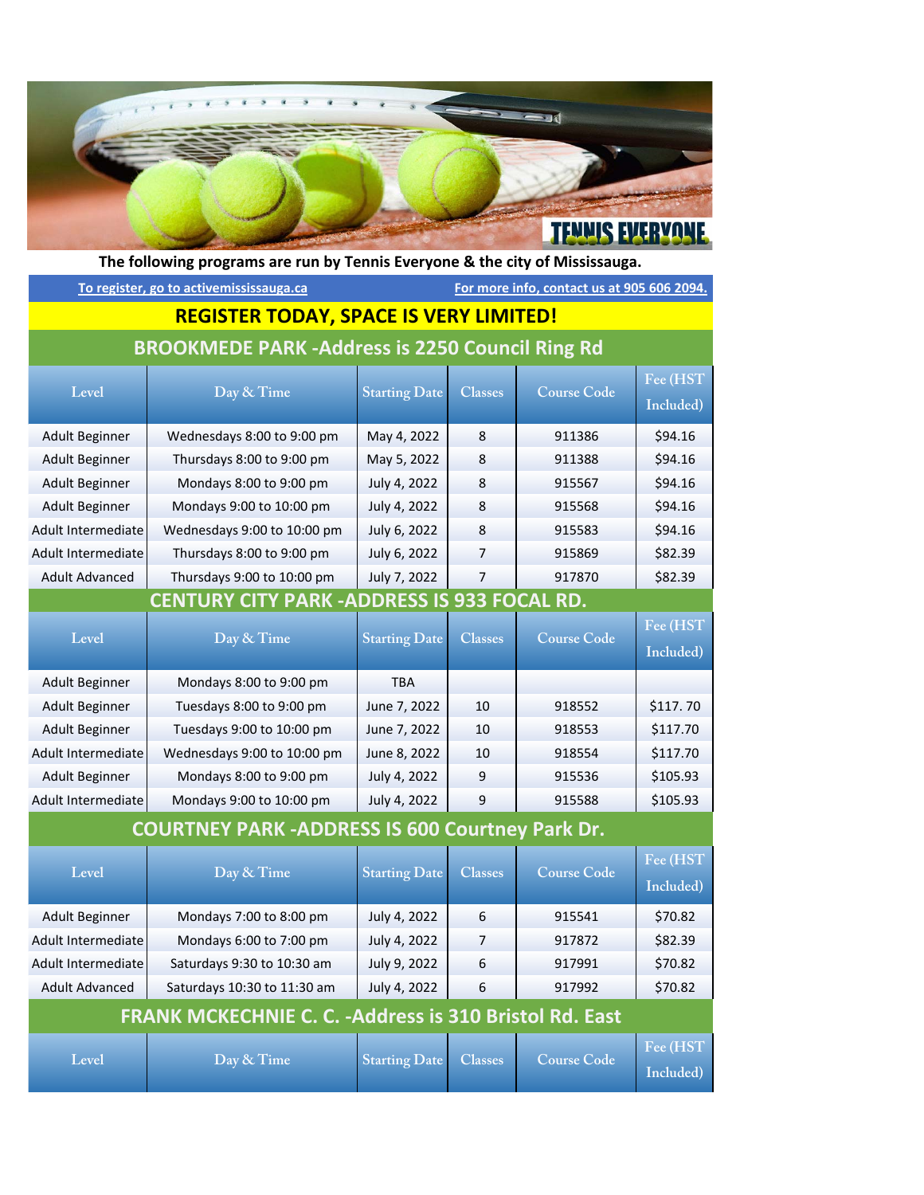TENNIS EVERYONE

**The following programs are run by Tennis Everyone & the city of Mississauga.**

To register, go to activemississauga.ca

For more info, contact us at 905 606 2094.

**REGISTER TODAY, SPACE IS VERY LIMITED!**

## BROOKMEDE PARK -Address is 2250 Council Ring Rd

| Level | Day & Time | Starting Date | Classes | Course Code | Fee (HST Included) |
|---|---|---|---|---|---|
| Adult Beginner | Wednesdays 8:00 to 9:00 pm | May 4, 2022 | 8 | 911386 | $94.16 |
| Adult Beginner | Thursdays 8:00 to 9:00 pm | May 5, 2022 | 8 | 911388 | $94.16 |
| Adult Beginner | Mondays 8:00 to 9:00 pm | July 4, 2022 | 8 | 915567 | $94.16 |
| Adult Beginner | Mondays 9:00 to 10:00 pm | July 4, 2022 | 8 | 915568 | $94.16 |
| Adult Intermediate | Wednesdays 9:00 to 10:00 pm | July 6, 2022 | 8 | 915583 | $94.16 |
| Adult Intermediate | Thursdays 8:00 to 9:00 pm | July 6, 2022 | 7 | 915869 | $82.39 |
| Adult Advanced | Thursdays 9:00 to 10:00 pm | July 7, 2022 | 7 | 917870 | $82.39 |

## CENTURY CITY PARK -ADDRESS IS 933 FOCAL RD.

| Level | Day & Time | Starting Date | Classes | Course Code | Fee (HST Included) |
|---|---|---|---|---|---|
| Adult Beginner | Mondays 8:00 to 9:00 pm | TBA | | | |
| Adult Beginner | Tuesdays 8:00 to 9:00 pm | June 7, 2022 | 10 | 918552 | $117. 70 |
| Adult Beginner | Tuesdays 9:00 to 10:00 pm | June 7, 2022 | 10 | 918553 | $117.70 |
| Adult Intermediate | Wednesdays 9:00 to 10:00 pm | June 8, 2022 | 10 | 918554 | $117.70 |
| Adult Beginner | Mondays 8:00 to 9:00 pm | July 4, 2022 | 9 | 915536 | $105.93 |
| Adult Intermediate | Mondays 9:00 to 10:00 pm | July 4, 2022 | 9 | 915588 | $105.93 |

## COURTNEY PARK -ADDRESS IS 600 Courtney Park Dr.

| Level | Day & Time | Starting Date | Classes | Course Code | Fee (HST Included) |
|---|---|---|---|---|---|
| Adult Beginner | Mondays 7:00 to 8:00 pm | July 4, 2022 | 6 | 915541 | $70.82 |
| Adult Intermediate | Mondays 6:00 to 7:00 pm | July 4, 2022 | 7 | 917872 | $82.39 |
| Adult Intermediate | Saturdays 9:30 to 10:30 am | July 9, 2022 | 6 | 917991 | $70.82 |
| Adult Advanced | Saturdays 10:30 to 11:30 am | July 4, 2022 | 6 | 917992 | $70.82 |

## FRANK MCKECHNIE C. C. -Address is 310 Bristol Rd. East

| Level | Day & Time | Starting Date | Classes | Course Code | Fee (HST Included) |
|---|---|---|---|---|---|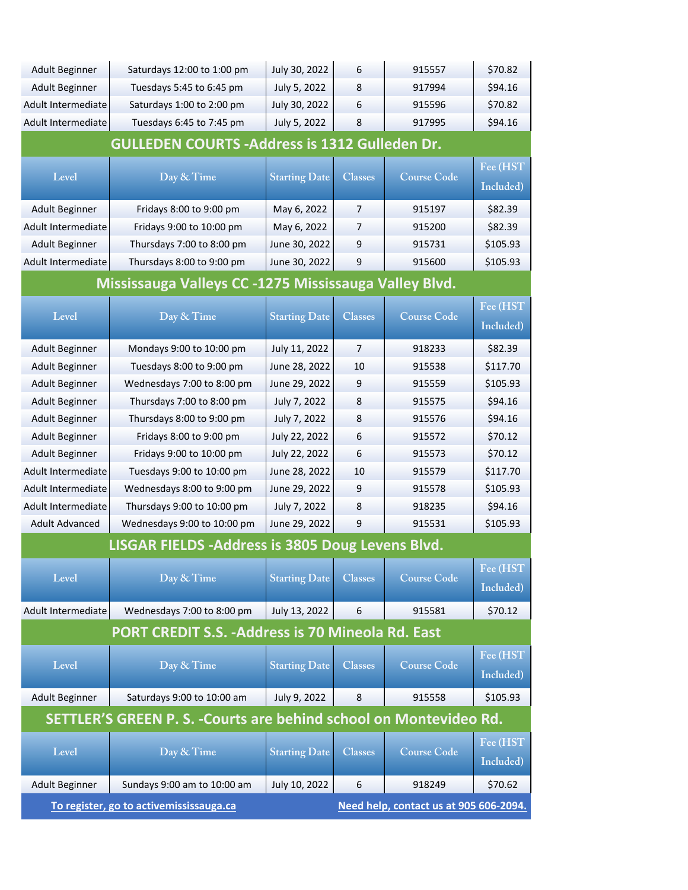| Level | Day & Time | Starting Date | Classes | Course Code | Fee (HST Included) |
|---|---|---|---|---|---|
| Adult Beginner | Saturdays 12:00 to 1:00 pm | July 30, 2022 | 6 | 915557 | $70.82 |
| Adult Beginner | Tuesdays 5:45 to 6:45 pm | July 5, 2022 | 8 | 917994 | $94.16 |
| Adult Intermediate | Saturdays 1:00 to 2:00 pm | July 30, 2022 | 6 | 915596 | $70.82 |
| Adult Intermediate | Tuesdays 6:45 to 7:45 pm | July 5, 2022 | 8 | 917995 | $94.16 |

## GULLEDEN COURTS -Address is 1312 Gulleden Dr.

| Level | Day & Time | Starting Date | Classes | Course Code | Fee (HST Included) |
|---|---|---|---|---|---|
| Adult Beginner | Fridays 8:00 to 9:00 pm | May 6, 2022 | 7 | 915197 | $82.39 |
| Adult Intermediate | Fridays 9:00 to 10:00 pm | May 6, 2022 | 7 | 915200 | $82.39 |
| Adult Beginner | Thursdays 7:00 to 8:00 pm | June 30, 2022 | 9 | 915731 | $105.93 |
| Adult Intermediate | Thursdays 8:00 to 9:00 pm | June 30, 2022 | 9 | 915600 | $105.93 |

## Mississauga Valleys CC -1275 Mississauga Valley Blvd.

| Level | Day & Time | Starting Date | Classes | Course Code | Fee (HST Included) |
|---|---|---|---|---|---|
| Adult Beginner | Mondays 9:00 to 10:00 pm | July 11, 2022 | 7 | 918233 | $82.39 |
| Adult Beginner | Tuesdays 8:00 to 9:00 pm | June 28, 2022 | 10 | 915538 | $117.70 |
| Adult Beginner | Wednesdays 7:00 to 8:00 pm | June 29, 2022 | 9 | 915559 | $105.93 |
| Adult Beginner | Thursdays 7:00 to 8:00 pm | July 7, 2022 | 8 | 915575 | $94.16 |
| Adult Beginner | Thursdays 8:00 to 9:00 pm | July 7, 2022 | 8 | 915576 | $94.16 |
| Adult Beginner | Fridays 8:00 to 9:00 pm | July 22, 2022 | 6 | 915572 | $70.12 |
| Adult Beginner | Fridays 9:00 to 10:00 pm | July 22, 2022 | 6 | 915573 | $70.12 |
| Adult Intermediate | Tuesdays 9:00 to 10:00 pm | June 28, 2022 | 10 | 915579 | $117.70 |
| Adult Intermediate | Wednesdays 8:00 to 9:00 pm | June 29, 2022 | 9 | 915578 | $105.93 |
| Adult Intermediate | Thursdays 9:00 to 10:00 pm | July 7, 2022 | 8 | 918235 | $94.16 |
| Adult Advanced | Wednesdays 9:00 to 10:00 pm | June 29, 2022 | 9 | 915531 | $105.93 |

## LISGAR FIELDS -Address is 3805 Doug Levens Blvd.

| Level | Day & Time | Starting Date | Classes | Course Code | Fee (HST Included) |
|---|---|---|---|---|---|
| Adult Intermediate | Wednesdays 7:00 to 8:00 pm | July 13, 2022 | 6 | 915581 | $70.12 |

## PORT CREDIT S.S. -Address is 70 Mineola Rd. East

| Level | Day & Time | Starting Date | Classes | Course Code | Fee (HST Included) |
|---|---|---|---|---|---|
| Adult Beginner | Saturdays 9:00 to 10:00 am | July 9, 2022 | 8 | 915558 | $105.93 |

## SETTLER'S GREEN P. S. -Courts are behind school on Montevideo Rd.

| Level | Day & Time | Starting Date | Classes | Course Code | Fee (HST Included) |
|---|---|---|---|---|---|
| Adult Beginner | Sundays 9:00 am to 10:00 am | July 10, 2022 | 6 | 918249 | $70.62 |

To register, go to activemississauga.ca

Need help, contact us at 905 606-2094.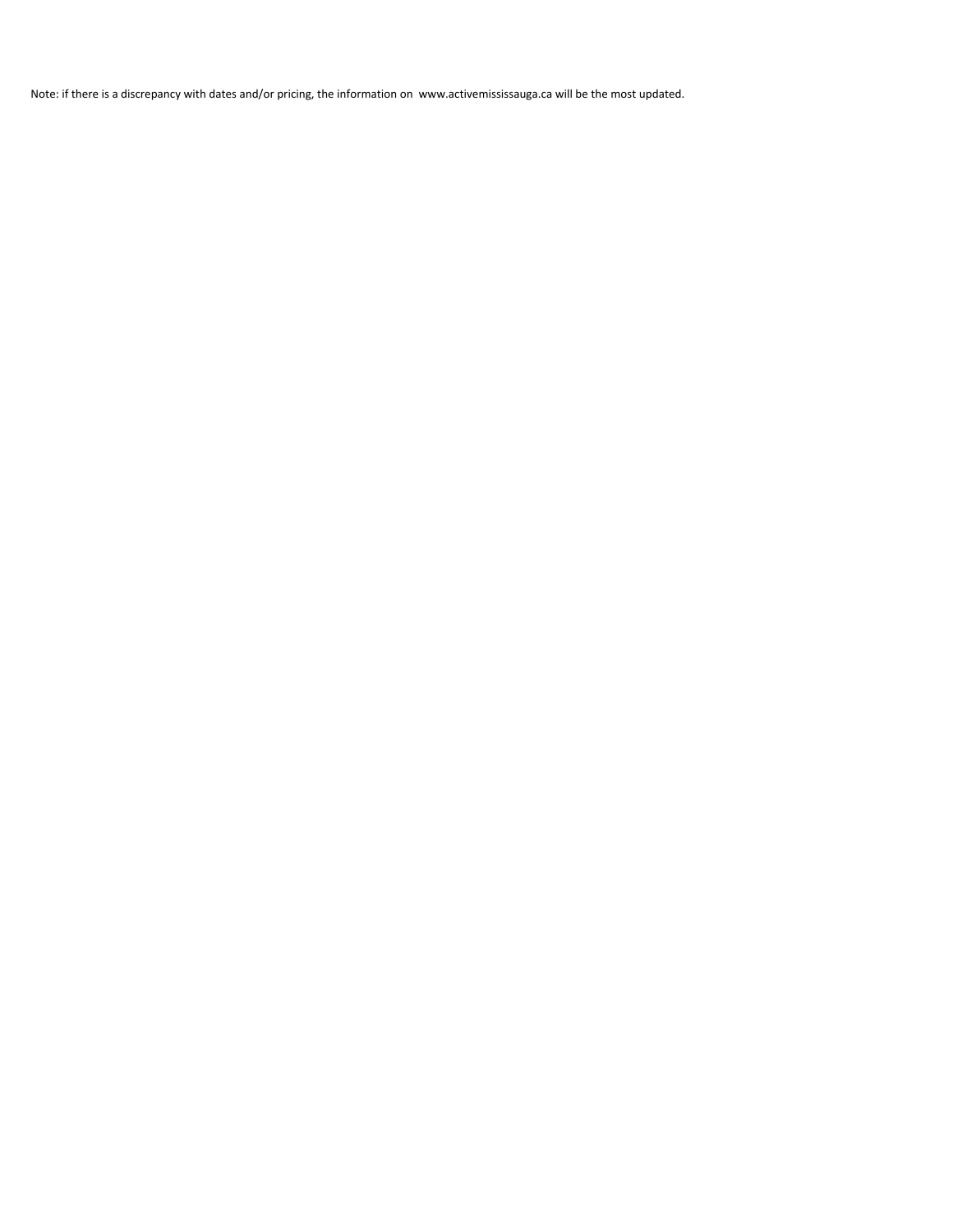Note: if there is a discrepancy with dates and/or pricing, the information on www.activemississauga.ca will be the most updated.